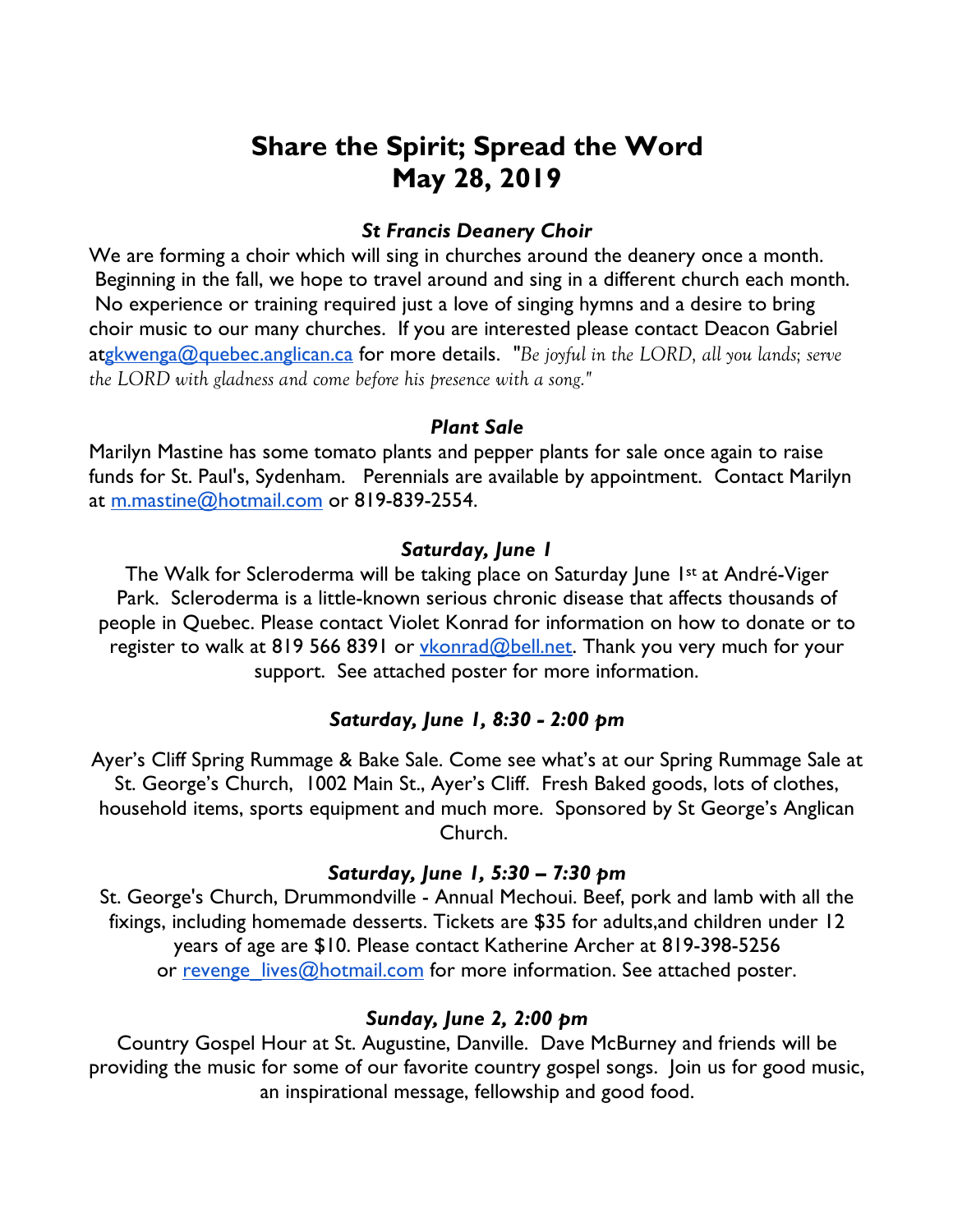# Share the Spirit; Spread the Word
# May 28, 2019

### *St Francis Deanery Choir*

We are forming a choir which will sing in churches around the deanery once a month. Beginning in the fall, we hope to travel around and sing in a different church each month. No experience or training required just a love of singing hymns and a desire to bring choir music to our many churches. If you are interested please contact Deacon Gabriel atgkwenga@quebec.anglican.ca for more details. "*Be joyful in the LORD, all you lands; serve the LORD with gladness and come before his presence with a song."*

### *Plant Sale*

Marilyn Mastine has some tomato plants and pepper plants for sale once again to raise funds for St. Paul's, Sydenham. Perennials are available by appointment. Contact Marilyn at m.mastine@hotmail.com or 819-839-2554.

### *Saturday, June 1*

The Walk for Scleroderma will be taking place on Saturday June 1st at André-Viger Park. Scleroderma is a little-known serious chronic disease that affects thousands of people in Quebec. Please contact Violet Konrad for information on how to donate or to register to walk at 819 566 8391 or vkonrad@bell.net. Thank you very much for your support. See attached poster for more information.

### *Saturday, June 1, 8:30 - 2:00 pm*

Ayer's Cliff Spring Rummage & Bake Sale. Come see what's at our Spring Rummage Sale at St. George's Church, 1002 Main St., Ayer's Cliff. Fresh Baked goods, lots of clothes, household items, sports equipment and much more. Sponsored by St George's Anglican Church.

### *Saturday, June 1, 5:30 – 7:30 pm*

St. George's Church, Drummondville - Annual Mechoui. Beef, pork and lamb with all the fixings, including homemade desserts. Tickets are $35 for adults,and children under 12 years of age are $10. Please contact Katherine Archer at 819-398-5256 or revenge_lives@hotmail.com for more information. See attached poster.

### *Sunday, June 2, 2:00 pm*

Country Gospel Hour at St. Augustine, Danville. Dave McBurney and friends will be providing the music for some of our favorite country gospel songs. Join us for good music, an inspirational message, fellowship and good food.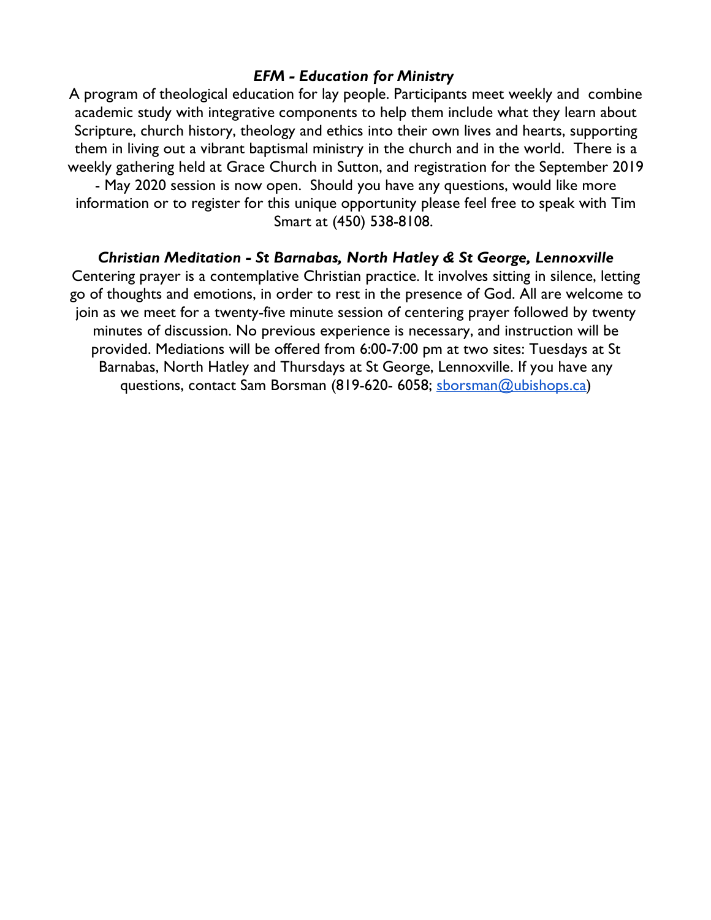### *EFM - Education for Ministry*

A program of theological education for lay people. Participants meet weekly and combine academic study with integrative components to help them include what they learn about Scripture, church history, theology and ethics into their own lives and hearts, supporting them in living out a vibrant baptismal ministry in the church and in the world. There is a weekly gathering held at Grace Church in Sutton, and registration for the September 2019 - May 2020 session is now open. Should you have any questions, would like more information or to register for this unique opportunity please feel free to speak with Tim Smart at (450) 538-8108.

### *Christian Meditation - St Barnabas, North Hatley & St George, Lennoxville*

Centering prayer is a contemplative Christian practice. It involves sitting in silence, letting go of thoughts and emotions, in order to rest in the presence of God. All are welcome to join as we meet for a twenty-five minute session of centering prayer followed by twenty minutes of discussion. No previous experience is necessary, and instruction will be provided. Mediations will be offered from 6:00-7:00 pm at two sites: Tuesdays at St Barnabas, North Hatley and Thursdays at St George, Lennoxville. If you have any questions, contact Sam Borsman (819-620- 6058; sborsman@ubishops.ca)